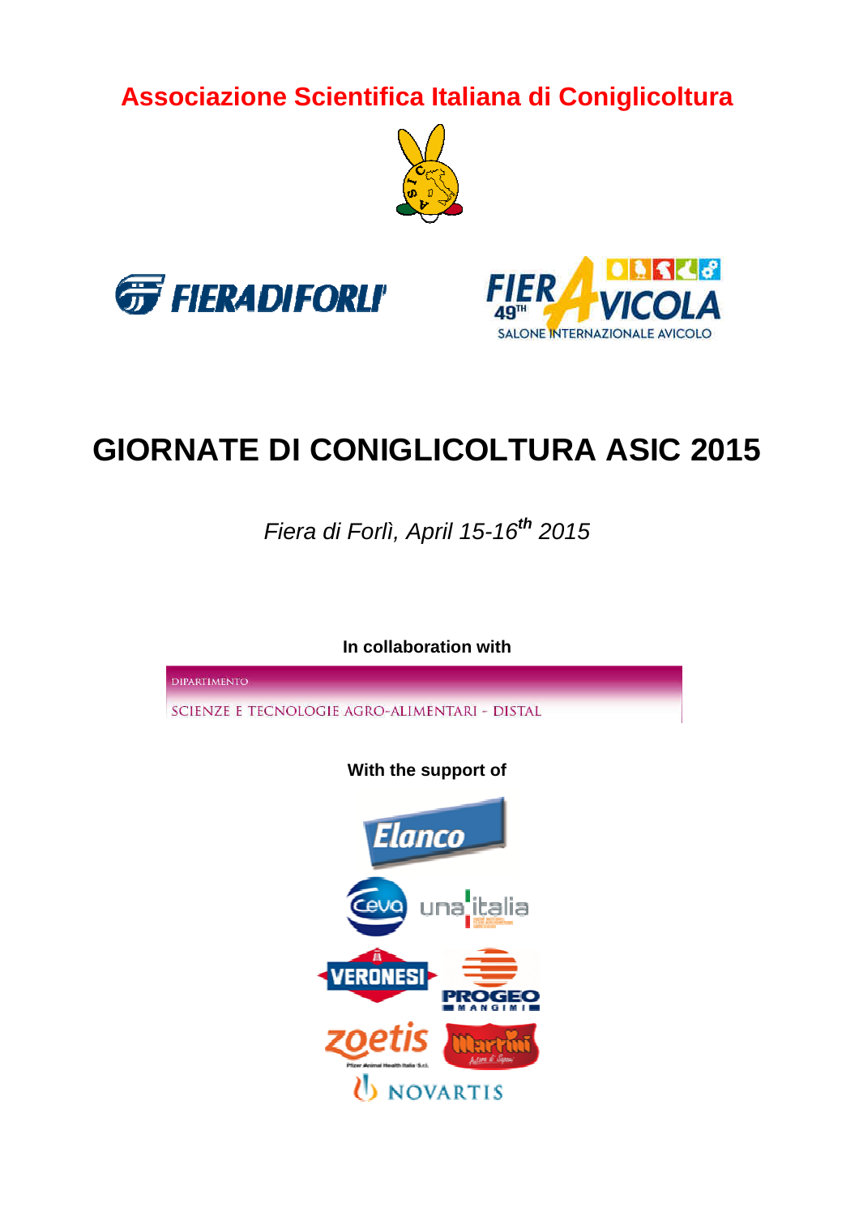**Associazione Scientifica Italiana di Coniglicoltura**

# GIORNATE DI CONIGLICOLTURA ASIC 2015

*Fiera di Forlì, April 15-16th 2015*

**In collaboration with**

DIPARTIMENTO

SCIENZE E TECNOLOGIE AGRO-ALIMENTARI - DISTAL

**With the support of**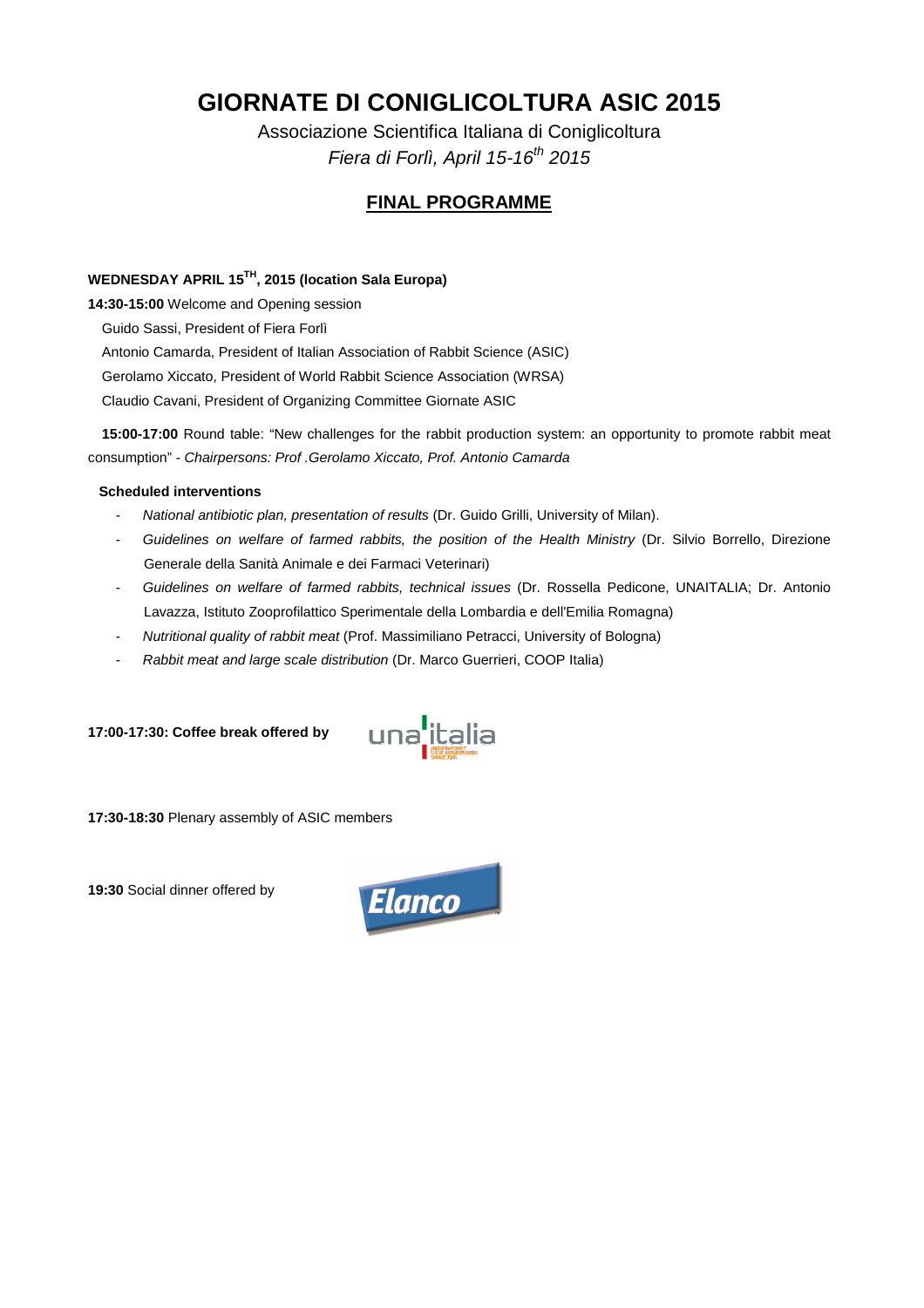# GIORNATE DI CONIGLICOLTURA ASIC 2015

Associazione Scientifica Italiana di Coniglicoltura

*Fiera di Forlì, April 15-16th 2015*

## FINAL PROGRAMME

**WEDNESDAY APRIL 15TH, 2015 (location Sala Europa)**

**14:30-15:00** Welcome and Opening session

Guido Sassi, President of Fiera Forlì

Antonio Camarda, President of Italian Association of Rabbit Science (ASIC)

Gerolamo Xiccato, President of World Rabbit Science Association (WRSA)

Claudio Cavani, President of Organizing Committee Giornate ASIC

**15:00-17:00** Round table: "New challenges for the rabbit production system: an opportunity to promote rabbit meat consumption" - *Chairpersons: Prof .Gerolamo Xiccato, Prof. Antonio Camarda*

**Scheduled interventions**

- *National antibiotic plan, presentation of results* (Dr. Guido Grilli, University of Milan).
- *Guidelines on welfare of farmed rabbits, the position of the Health Ministry* (Dr. Silvio Borrello, Direzione Generale della Sanità Animale e dei Farmaci Veterinari)
- *Guidelines on welfare of farmed rabbits, technical issues* (Dr. Rossella Pedicone, UNAITALIA; Dr. Antonio Lavazza, Istituto Zooprofilattico Sperimentale della Lombardia e dell'Emilia Romagna)
- *Nutritional quality of rabbit meat* (Prof. Massimiliano Petracci, University of Bologna)
- *Rabbit meat and large scale distribution* (Dr. Marco Guerrieri, COOP Italia)

**17:00-17:30: Coffee break offered by** unaitalia

**17:30-18:30** Plenary assembly of ASIC members

**19:30** Social dinner offered by Elanco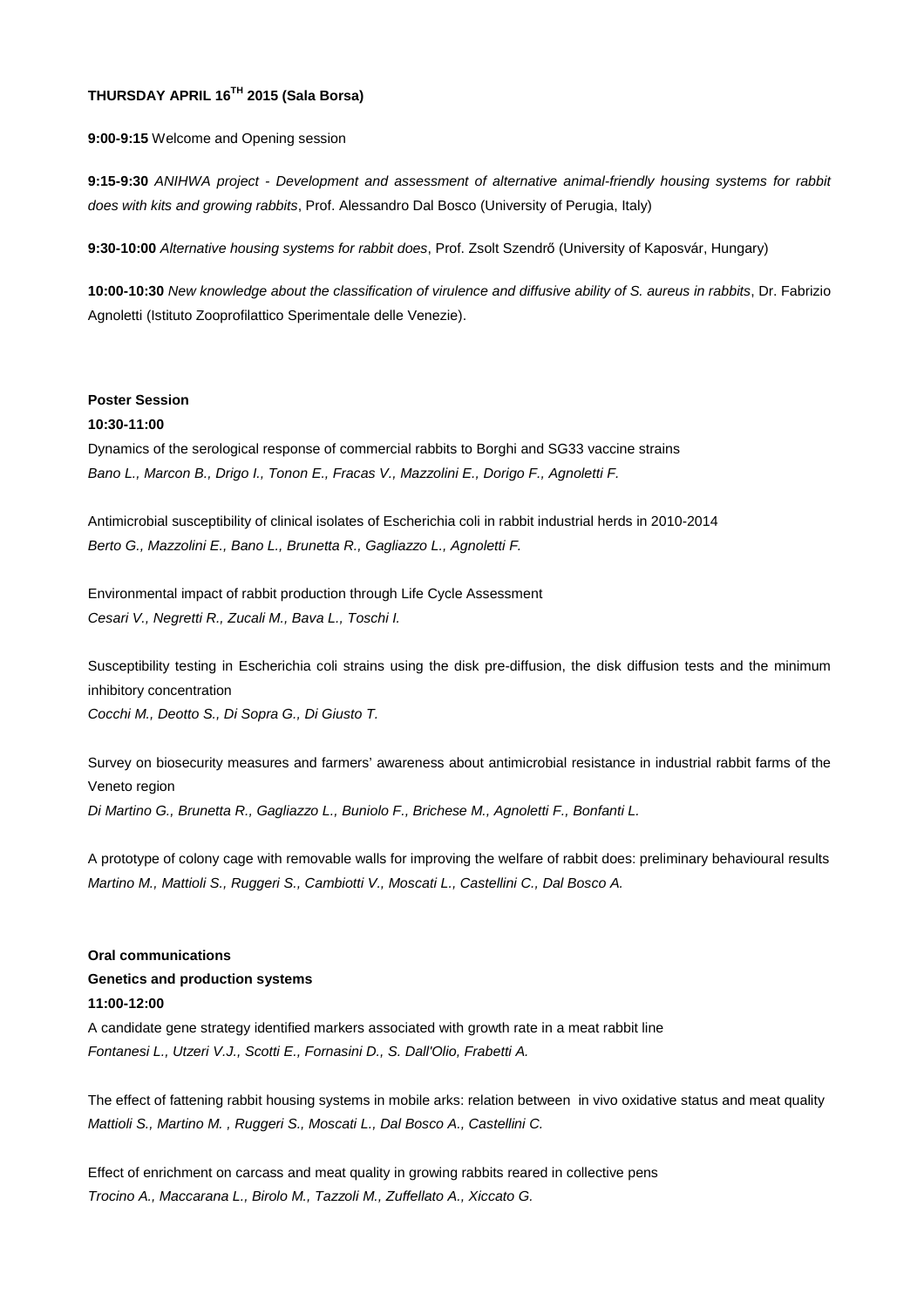**THURSDAY APRIL 16TH 2015 (Sala Borsa)**

**9:00-9:15** Welcome and Opening session

**9:15-9:30** *ANIHWA project - Development and assessment of alternative animal-friendly housing systems for rabbit does with kits and growing rabbits*, Prof. Alessandro Dal Bosco (University of Perugia, Italy)

**9:30-10:00** *Alternative housing systems for rabbit does*, Prof. Zsolt Szendrő (University of Kaposvár, Hungary)

**10:00-10:30** *New knowledge about the classification of virulence and diffusive ability of S. aureus in rabbits*, Dr. Fabrizio Agnoletti (Istituto Zooprofilattico Sperimentale delle Venezie).

**Poster Session**

**10:30-11:00**

Dynamics of the serological response of commercial rabbits to Borghi and SG33 vaccine strains
*Bano L., Marcon B., Drigo I., Tonon E., Fracas V., Mazzolini E., Dorigo F., Agnoletti F.*

Antimicrobial susceptibility of clinical isolates of Escherichia coli in rabbit industrial herds in 2010-2014
*Berto G., Mazzolini E., Bano L., Brunetta R., Gagliazzo L., Agnoletti F.*

Environmental impact of rabbit production through Life Cycle Assessment
*Cesari V., Negretti R., Zucali M., Bava L., Toschi I.*

Susceptibility testing in Escherichia coli strains using the disk pre-diffusion, the disk diffusion tests and the minimum inhibitory concentration
*Cocchi M., Deotto S., Di Sopra G., Di Giusto T.*

Survey on biosecurity measures and farmers' awareness about antimicrobial resistance in industrial rabbit farms of the Veneto region
*Di Martino G., Brunetta R., Gagliazzo L., Buniolo F., Brichese M., Agnoletti F., Bonfanti L.*

A prototype of colony cage with removable walls for improving the welfare of rabbit does: preliminary behavioural results
*Martino M., Mattioli S., Ruggeri S., Cambiotti V., Moscati L., Castellini C., Dal Bosco A.*

**Oral communications**

**Genetics and production systems**

**11:00-12:00**

A candidate gene strategy identified markers associated with growth rate in a meat rabbit line
*Fontanesi L., Utzeri V.J., Scotti E., Fornasini D., S. Dall'Olio, Frabetti A.*

The effect of fattening rabbit housing systems in mobile arks: relation between in vivo oxidative status and meat quality
*Mattioli S., Martino M. , Ruggeri S., Moscati L., Dal Bosco A., Castellini C.*

Effect of enrichment on carcass and meat quality in growing rabbits reared in collective pens
*Trocino A., Maccarana L., Birolo M., Tazzoli M., Zuffellato A., Xiccato G.*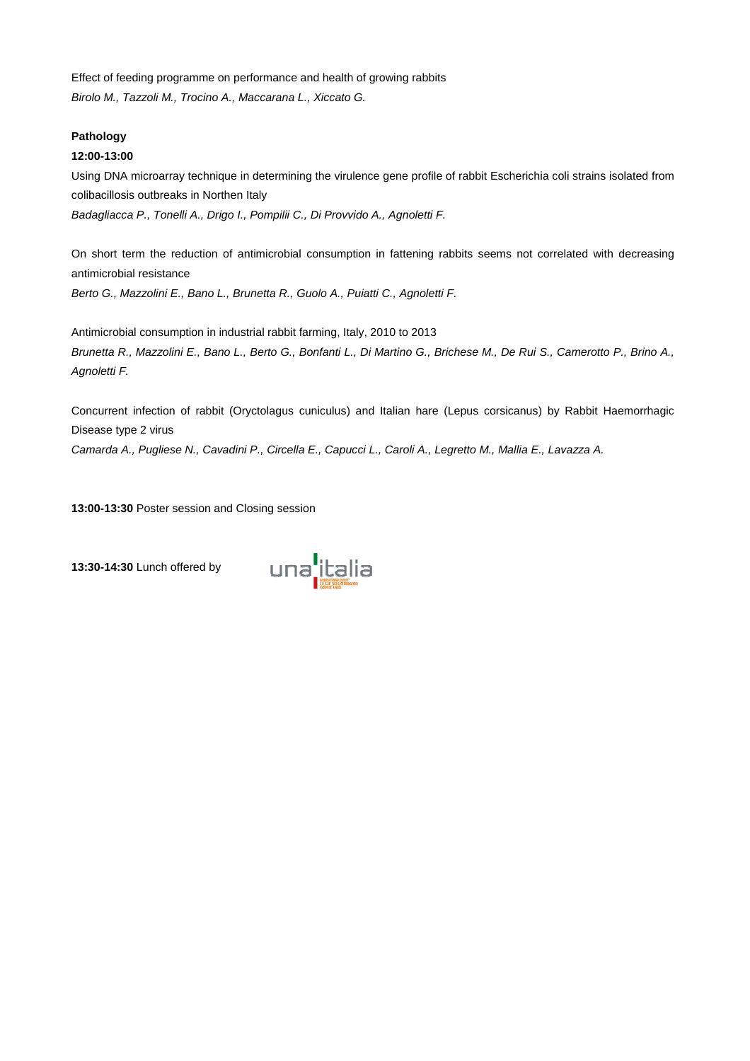Effect of feeding programme on performance and health of growing rabbits
*Birolo M., Tazzoli M., Trocino A., Maccarana L., Xiccato G.*

**Pathology**

**12:00-13:00**

Using DNA microarray technique in determining the virulence gene profile of rabbit Escherichia coli strains isolated from colibacillosis outbreaks in Northen Italy
*Badagliacca P., Tonelli A., Drigo I., Pompilii C., Di Provvido A., Agnoletti F.*

On short term the reduction of antimicrobial consumption in fattening rabbits seems not correlated with decreasing antimicrobial resistance
*Berto G., Mazzolini E., Bano L., Brunetta R., Guolo A., Puiatti C., Agnoletti F.*

Antimicrobial consumption in industrial rabbit farming, Italy, 2010 to 2013
*Brunetta R., Mazzolini E., Bano L., Berto G., Bonfanti L., Di Martino G., Brichese M., De Rui S., Camerotto P., Brino A., Agnoletti F.*

Concurrent infection of rabbit (Oryctolagus cuniculus) and Italian hare (Lepus corsicanus) by Rabbit Haemorrhagic Disease type 2 virus
*Camarda A., Pugliese N., Cavadini P., Circella E., Capucci L., Caroli A., Legretto M., Mallia E., Lavazza A.*

**13:00-13:30** Poster session and Closing session

**13:30-14:30** Lunch offered by unaitalia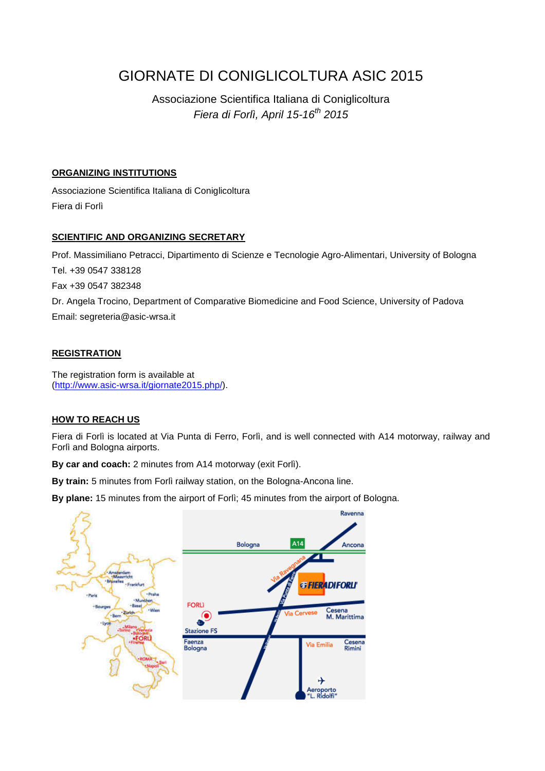# GIORNATE DI CONIGLICOLTURA ASIC 2015

Associazione Scientifica Italiana di Coniglicoltura

*Fiera di Forlì, April 15-16th 2015*

## ORGANIZING INSTITUTIONS

Associazione Scientifica Italiana di Coniglicoltura

Fiera di Forlì

## SCIENTIFIC AND ORGANIZING SECRETARY

Prof. Massimiliano Petracci, Dipartimento di Scienze e Tecnologie Agro-Alimentari, University of Bologna

Tel. +39 0547 338128

Fax +39 0547 382348

Dr. Angela Trocino, Department of Comparative Biomedicine and Food Science, University of Padova

Email: segreteria@asic-wrsa.it

## REGISTRATION

The registration form is available at (http://www.asic-wrsa.it/giornate2015.php/).

## HOW TO REACH US

Fiera di Forlì is located at Via Punta di Ferro, Forlì, and is well connected with A14 motorway, railway and Forlì and Bologna airports.

**By car and coach:** 2 minutes from A14 motorway (exit Forlì).

**By train:** 5 minutes from Forlì railway station, on the Bologna-Ancona line.

**By plane:** 15 minutes from the airport of Forlì; 45 minutes from the airport of Bologna.